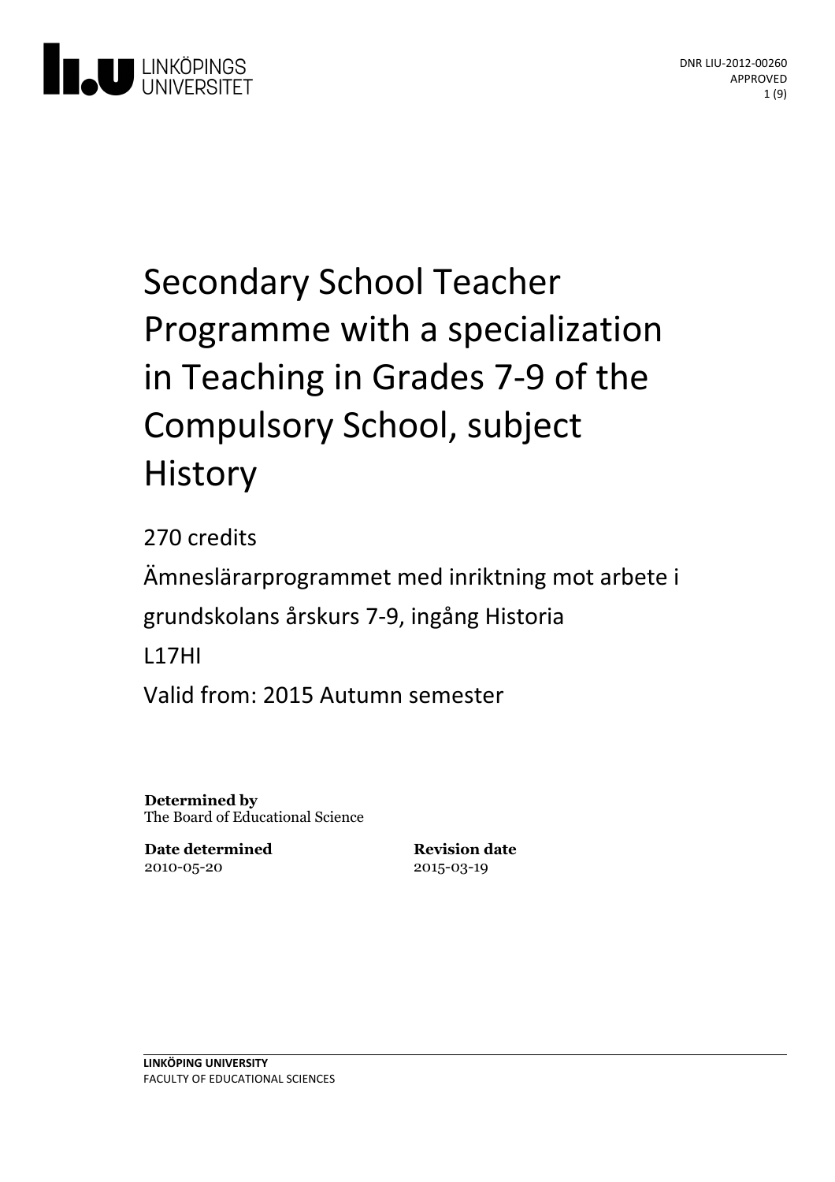LINKÖPINGS UNIVERSITET

DNR LIU-2012-00260
APPROVED

# Secondary School Teacher Programme with a specialization in Teaching in Grades 7-9 of the Compulsory School, subject History

270 credits

Ämneslärarprogrammet med inriktning mot arbete i grundskolans årskurs 7-9, ingång Historia

L17HI

Valid from: 2015 Autumn semester

**Determined by**
The Board of Educational Science

| **Date determined** | **Revision date** |
|---|---|
| 2010-05-20 | 2015-03-19 |

**LINKÖPING UNIVERSITY**
FACULTY OF EDUCATIONAL SCIENCES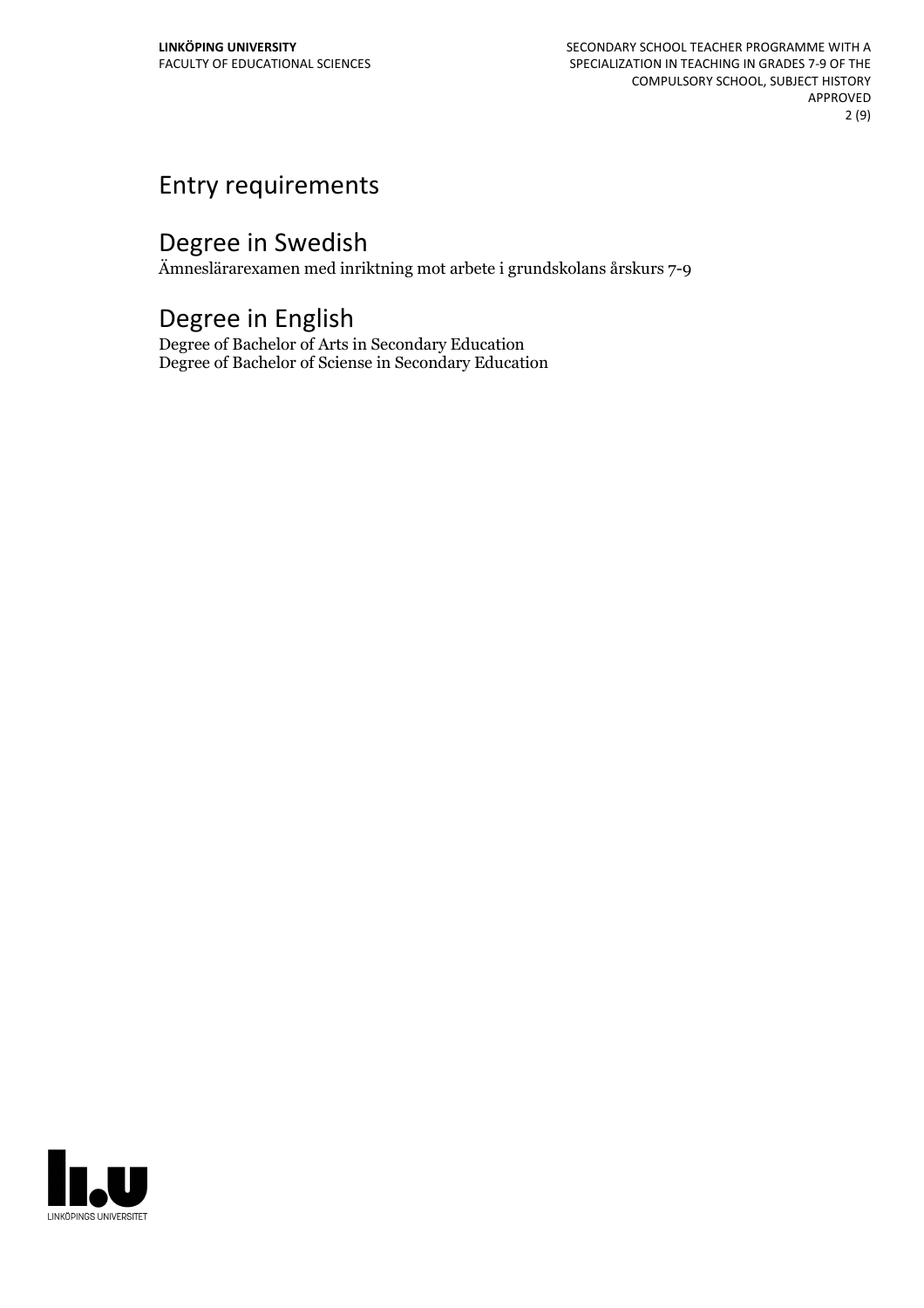## Entry requirements

## Degree in Swedish

Ämneslärarexamen med inriktning mot arbete i grundskolans årskurs 7-9

## Degree in English

Degree of Bachelor of Arts in Secondary Education
Degree of Bachelor of Sciense in Secondary Education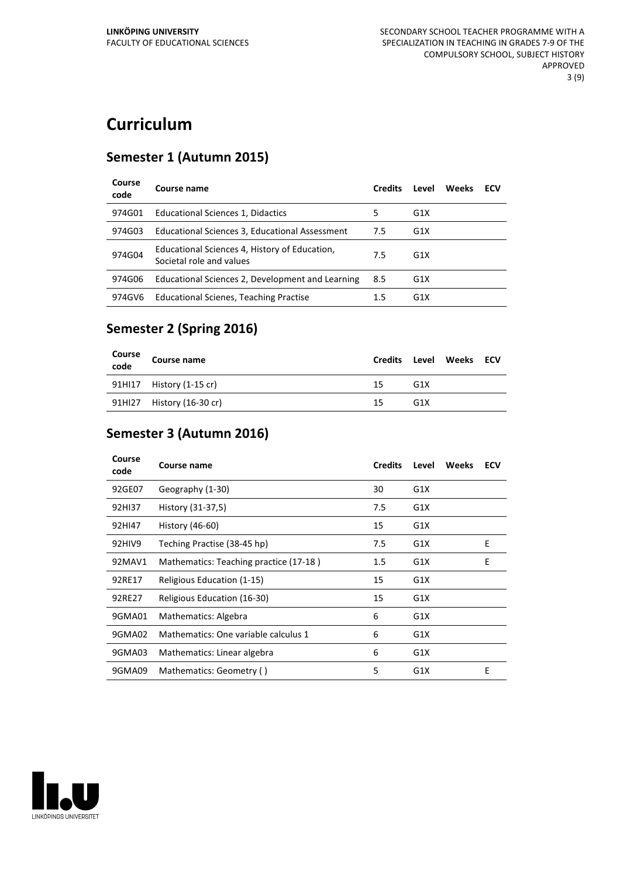# Curriculum

## Semester 1 (Autumn 2015)

| Course code | Course name | Credits | Level | Weeks | ECV |
|---|---|---|---|---|---|
| 974G01 | Educational Sciences 1, Didactics | 5 | G1X | | |
| 974G03 | Educational Sciences 3, Educational Assessment | 7.5 | G1X | | |
| 974G04 | Educational Sciences 4, History of Education, Societal role and values | 7.5 | G1X | | |
| 974G06 | Educational Sciences 2, Development and Learning | 8.5 | G1X | | |
| 974GV6 | Educational Scienes, Teaching Practise | 1.5 | G1X | | |

## Semester 2 (Spring 2016)

| Course code | Course name | Credits | Level | Weeks | ECV |
|---|---|---|---|---|---|
| 91HI17 | History (1-15 cr) | 15 | G1X | | |
| 91HI27 | History (16-30 cr) | 15 | G1X | | |

## Semester 3 (Autumn 2016)

| Course code | Course name | Credits | Level | Weeks | ECV |
|---|---|---|---|---|---|
| 92GE07 | Geography (1-30) | 30 | G1X | | |
| 92HI37 | History (31-37,5) | 7.5 | G1X | | |
| 92HI47 | History (46-60) | 15 | G1X | | |
| 92HIV9 | Teching Practise (38-45 hp) | 7.5 | G1X | | E |
| 92MAV1 | Mathematics: Teaching practice (17-18 ) | 1.5 | G1X | | E |
| 92RE17 | Religious Education (1-15) | 15 | G1X | | |
| 92RE27 | Religious Education (16-30) | 15 | G1X | | |
| 9GMA01 | Mathematics: Algebra | 6 | G1X | | |
| 9GMA02 | Mathematics: One variable calculus 1 | 6 | G1X | | |
| 9GMA03 | Mathematics: Linear algebra | 6 | G1X | | |
| 9GMA09 | Mathematics: Geometry ( ) | 5 | G1X | | E |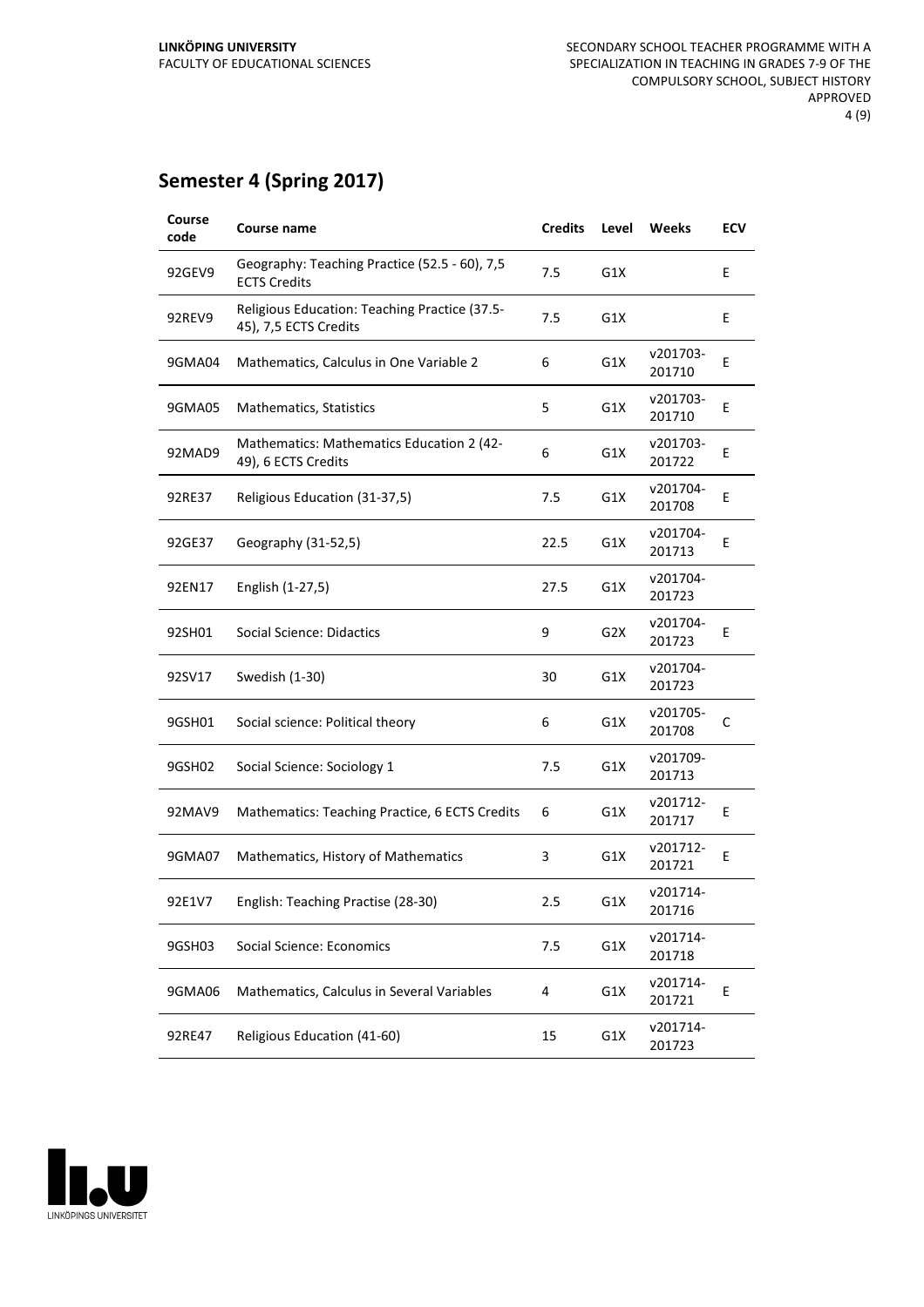## Semester 4 (Spring 2017)

| Course code | Course name | Credits | Level | Weeks | ECV |
|---|---|---|---|---|---|
| 92GEV9 | Geography: Teaching Practice (52.5 - 60), 7,5 ECTS Credits | 7.5 | G1X | | E |
| 92REV9 | Religious Education: Teaching Practice (37.5-45), 7,5 ECTS Credits | 7.5 | G1X | | E |
| 9GMA04 | Mathematics, Calculus in One Variable 2 | 6 | G1X | v201703-201710 | E |
| 9GMA05 | Mathematics, Statistics | 5 | G1X | v201703-201710 | E |
| 92MAD9 | Mathematics: Mathematics Education 2 (42-49), 6 ECTS Credits | 6 | G1X | v201703-201722 | E |
| 92RE37 | Religious Education (31-37,5) | 7.5 | G1X | v201704-201708 | E |
| 92GE37 | Geography (31-52,5) | 22.5 | G1X | v201704-201713 | E |
| 92EN17 | English (1-27,5) | 27.5 | G1X | v201704-201723 | |
| 92SH01 | Social Science: Didactics | 9 | G2X | v201704-201723 | E |
| 92SV17 | Swedish (1-30) | 30 | G1X | v201704-201723 | |
| 9GSH01 | Social science: Political theory | 6 | G1X | v201705-201708 | C |
| 9GSH02 | Social Science: Sociology 1 | 7.5 | G1X | v201709-201713 | |
| 92MAV9 | Mathematics: Teaching Practice, 6 ECTS Credits | 6 | G1X | v201712-201717 | E |
| 9GMA07 | Mathematics, History of Mathematics | 3 | G1X | v201712-201721 | E |
| 92E1V7 | English: Teaching Practise (28-30) | 2.5 | G1X | v201714-201716 | |
| 9GSH03 | Social Science: Economics | 7.5 | G1X | v201714-201718 | |
| 9GMA06 | Mathematics, Calculus in Several Variables | 4 | G1X | v201714-201721 | E |
| 92RE47 | Religious Education (41-60) | 15 | G1X | v201714-201723 | |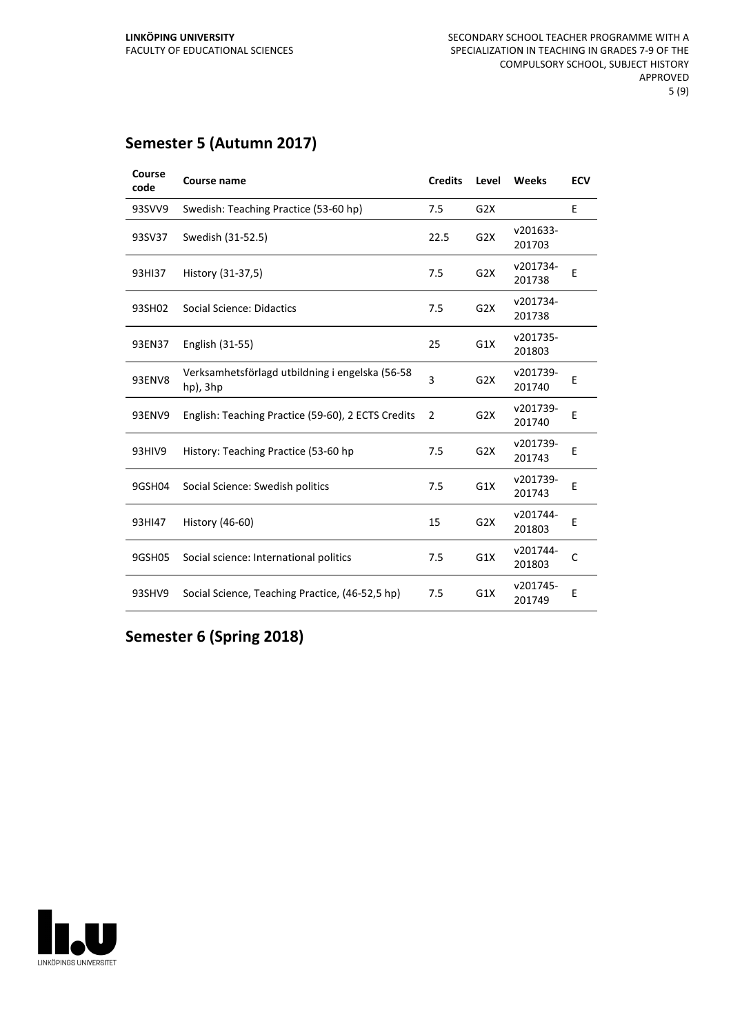## Semester 5 (Autumn 2017)

| Course code | Course name | Credits | Level | Weeks | ECV |
|---|---|---|---|---|---|
| 93SVV9 | Swedish: Teaching Practice (53-60 hp) | 7.5 | G2X | | E |
| 93SV37 | Swedish (31-52.5) | 22.5 | G2X | v201633-201703 | |
| 93HI37 | History (31-37,5) | 7.5 | G2X | v201734-201738 | E |
| 93SH02 | Social Science: Didactics | 7.5 | G2X | v201734-201738 | |
| 93EN37 | English (31-55) | 25 | G1X | v201735-201803 | |
| 93ENV8 | Verksamhetsförlagd utbildning i engelska (56-58 hp), 3hp | 3 | G2X | v201739-201740 | E |
| 93ENV9 | English: Teaching Practice (59-60), 2 ECTS Credits | 2 | G2X | v201739-201740 | E |
| 93HIV9 | History: Teaching Practice (53-60 hp | 7.5 | G2X | v201739-201743 | E |
| 9GSH04 | Social Science: Swedish politics | 7.5 | G1X | v201739-201743 | E |
| 93HI47 | History (46-60) | 15 | G2X | v201744-201803 | E |
| 9GSH05 | Social science: International politics | 7.5 | G1X | v201744-201803 | C |
| 93SHV9 | Social Science, Teaching Practice, (46-52,5 hp) | 7.5 | G1X | v201745-201749 | E |

## Semester 6 (Spring 2018)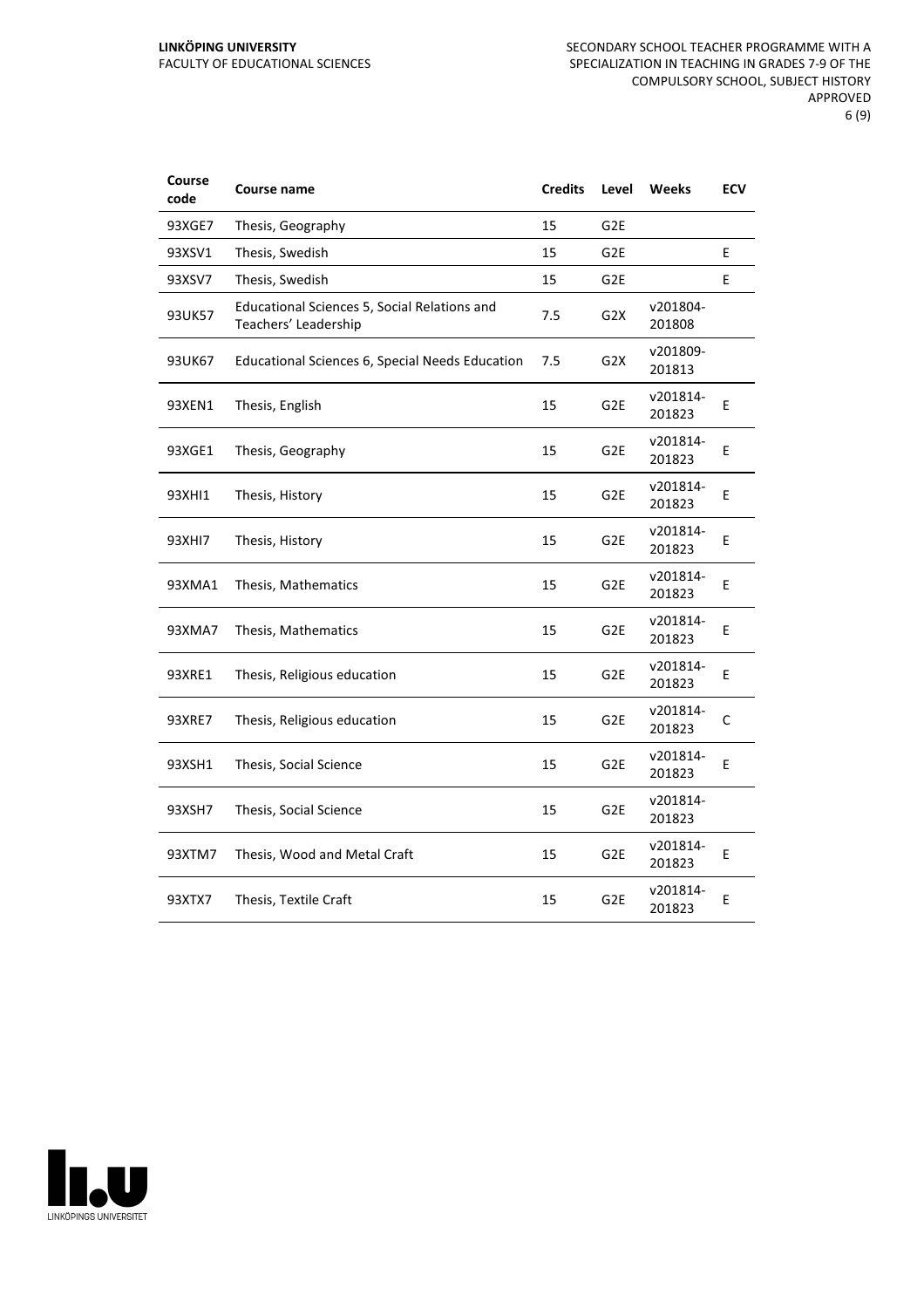| Course code | Course name | Credits | Level | Weeks | ECV |
|---|---|---|---|---|---|
| 93XGE7 | Thesis, Geography | 15 | G2E | | |
| 93XSV1 | Thesis, Swedish | 15 | G2E | | E |
| 93XSV7 | Thesis, Swedish | 15 | G2E | | E |
| 93UK57 | Educational Sciences 5, Social Relations and Teachers' Leadership | 7.5 | G2X | v201804-201808 | |
| 93UK67 | Educational Sciences 6, Special Needs Education | 7.5 | G2X | v201809-201813 | |
| 93XEN1 | Thesis, English | 15 | G2E | v201814-201823 | E |
| 93XGE1 | Thesis, Geography | 15 | G2E | v201814-201823 | E |
| 93XHI1 | Thesis, History | 15 | G2E | v201814-201823 | E |
| 93XHI7 | Thesis, History | 15 | G2E | v201814-201823 | E |
| 93XMA1 | Thesis, Mathematics | 15 | G2E | v201814-201823 | E |
| 93XMA7 | Thesis, Mathematics | 15 | G2E | v201814-201823 | E |
| 93XRE1 | Thesis, Religious education | 15 | G2E | v201814-201823 | E |
| 93XRE7 | Thesis, Religious education | 15 | G2E | v201814-201823 | C |
| 93XSH1 | Thesis, Social Science | 15 | G2E | v201814-201823 | E |
| 93XSH7 | Thesis, Social Science | 15 | G2E | v201814-201823 | |
| 93XTM7 | Thesis, Wood and Metal Craft | 15 | G2E | v201814-201823 | E |
| 93XTX7 | Thesis, Textile Craft | 15 | G2E | v201814-201823 | E |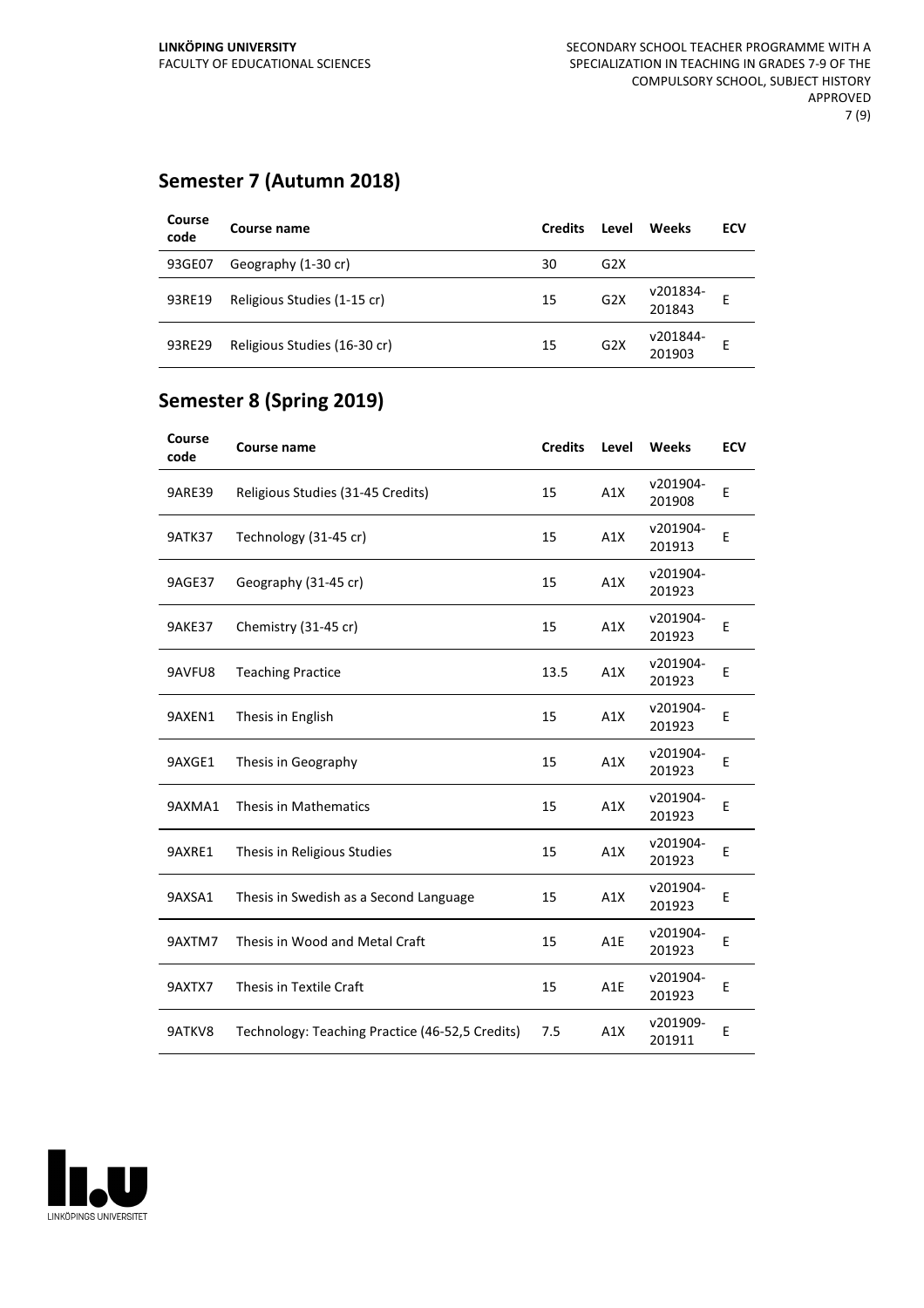## Semester 7 (Autumn 2018)

| Course code | Course name | Credits | Level | Weeks | ECV |
|---|---|---|---|---|---|
| 93GE07 | Geography (1-30 cr) | 30 | G2X | | |
| 93RE19 | Religious Studies (1-15 cr) | 15 | G2X | v201834-201843 | E |
| 93RE29 | Religious Studies (16-30 cr) | 15 | G2X | v201844-201903 | E |

## Semester 8 (Spring 2019)

| Course code | Course name | Credits | Level | Weeks | ECV |
|---|---|---|---|---|---|
| 9ARE39 | Religious Studies (31-45 Credits) | 15 | A1X | v201904-201908 | E |
| 9ATK37 | Technology (31-45 cr) | 15 | A1X | v201904-201913 | E |
| 9AGE37 | Geography (31-45 cr) | 15 | A1X | v201904-201923 | |
| 9AKE37 | Chemistry (31-45 cr) | 15 | A1X | v201904-201923 | E |
| 9AVFU8 | Teaching Practice | 13.5 | A1X | v201904-201923 | E |
| 9AXEN1 | Thesis in English | 15 | A1X | v201904-201923 | E |
| 9AXGE1 | Thesis in Geography | 15 | A1X | v201904-201923 | E |
| 9AXMA1 | Thesis in Mathematics | 15 | A1X | v201904-201923 | E |
| 9AXRE1 | Thesis in Religious Studies | 15 | A1X | v201904-201923 | E |
| 9AXSA1 | Thesis in Swedish as a Second Language | 15 | A1X | v201904-201923 | E |
| 9AXTM7 | Thesis in Wood and Metal Craft | 15 | A1E | v201904-201923 | E |
| 9AXTX7 | Thesis in Textile Craft | 15 | A1E | v201904-201923 | E |
| 9ATKV8 | Technology: Teaching Practice (46-52,5 Credits) | 7.5 | A1X | v201909-201911 | E |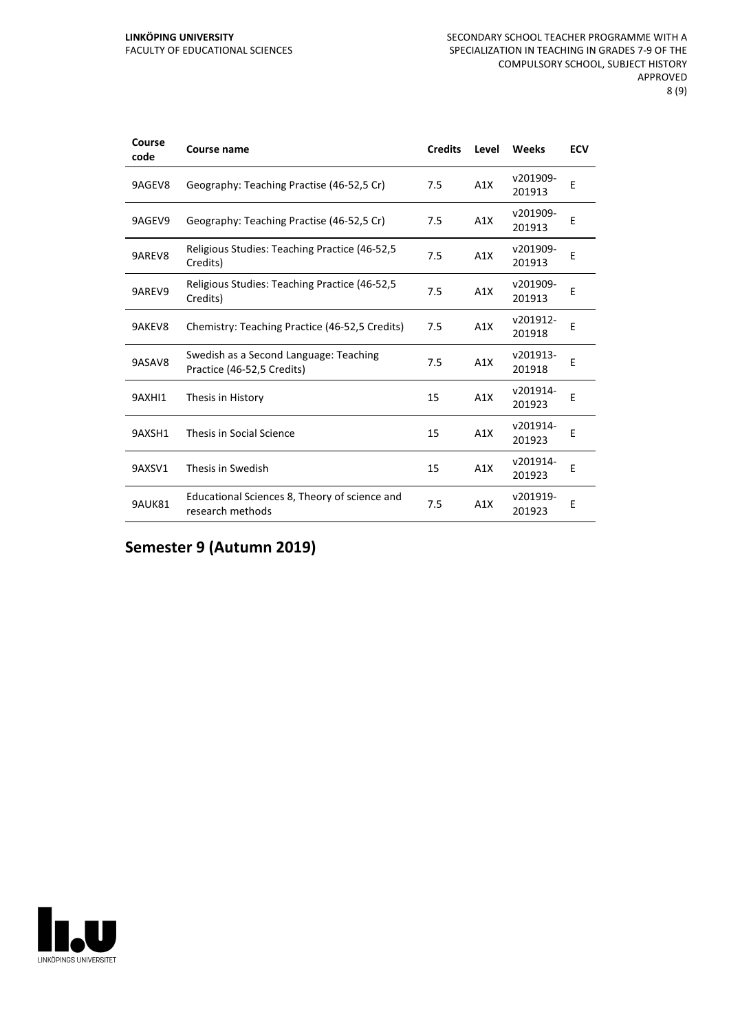| Course code | Course name | Credits | Level | Weeks | ECV |
|---|---|---|---|---|---|
| 9AGEV8 | Geography: Teaching Practise (46-52,5 Cr) | 7.5 | A1X | v201909-201913 | E |
| 9AGEV9 | Geography: Teaching Practise (46-52,5 Cr) | 7.5 | A1X | v201909-201913 | E |
| 9AREV8 | Religious Studies: Teaching Practice (46-52,5 Credits) | 7.5 | A1X | v201909-201913 | E |
| 9AREV9 | Religious Studies: Teaching Practice (46-52,5 Credits) | 7.5 | A1X | v201909-201913 | E |
| 9AKEV8 | Chemistry: Teaching Practice (46-52,5 Credits) | 7.5 | A1X | v201912-201918 | E |
| 9ASAV8 | Swedish as a Second Language: Teaching Practice (46-52,5 Credits) | 7.5 | A1X | v201913-201918 | E |
| 9AXHI1 | Thesis in History | 15 | A1X | v201914-201923 | E |
| 9AXSH1 | Thesis in Social Science | 15 | A1X | v201914-201923 | E |
| 9AXSV1 | Thesis in Swedish | 15 | A1X | v201914-201923 | E |
| 9AUK81 | Educational Sciences 8, Theory of science and research methods | 7.5 | A1X | v201919-201923 | E |

## Semester 9 (Autumn 2019)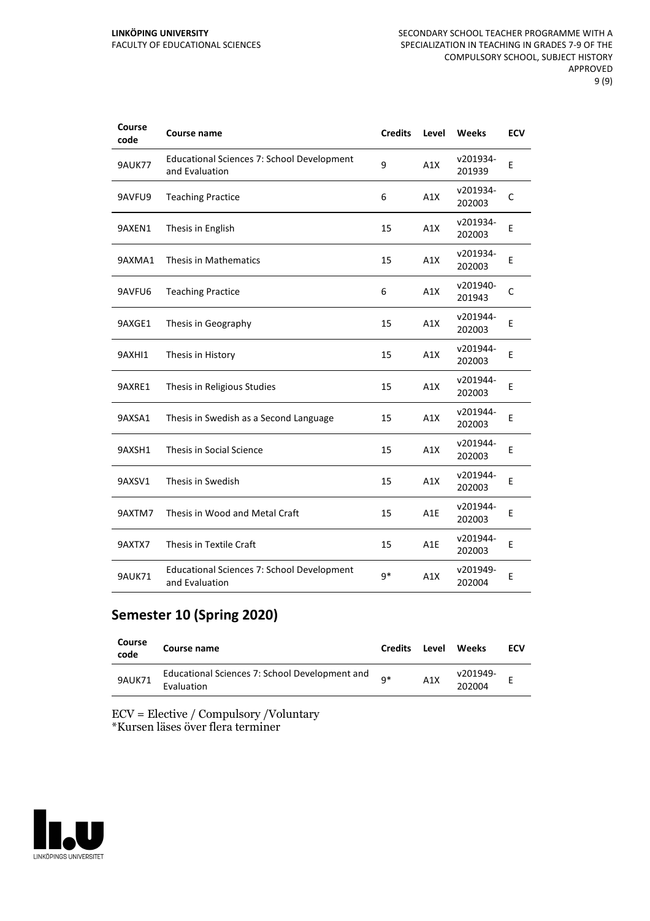| Course code | Course name | Credits | Level | Weeks | ECV |
|---|---|---|---|---|---|
| 9AUK77 | Educational Sciences 7: School Development and Evaluation | 9 | A1X | v201934-201939 | E |
| 9AVFU9 | Teaching Practice | 6 | A1X | v201934-202003 | C |
| 9AXEN1 | Thesis in English | 15 | A1X | v201934-202003 | E |
| 9AXMA1 | Thesis in Mathematics | 15 | A1X | v201934-202003 | E |
| 9AVFU6 | Teaching Practice | 6 | A1X | v201940-201943 | C |
| 9AXGE1 | Thesis in Geography | 15 | A1X | v201944-202003 | E |
| 9AXHI1 | Thesis in History | 15 | A1X | v201944-202003 | E |
| 9AXRE1 | Thesis in Religious Studies | 15 | A1X | v201944-202003 | E |
| 9AXSA1 | Thesis in Swedish as a Second Language | 15 | A1X | v201944-202003 | E |
| 9AXSH1 | Thesis in Social Science | 15 | A1X | v201944-202003 | E |
| 9AXSV1 | Thesis in Swedish | 15 | A1X | v201944-202003 | E |
| 9AXTM7 | Thesis in Wood and Metal Craft | 15 | A1E | v201944-202003 | E |
| 9AXTX7 | Thesis in Textile Craft | 15 | A1E | v201944-202003 | E |
| 9AUK71 | Educational Sciences 7: School Development and Evaluation | 9* | A1X | v201949-202004 | E |

## Semester 10 (Spring 2020)

| Course code | Course name | Credits | Level | Weeks | ECV |
|---|---|---|---|---|---|
| 9AUK71 | Educational Sciences 7: School Development and Evaluation | 9* | A1X | v201949-202004 | E |

ECV = Elective / Compulsory /Voluntary
*Kursen läses över flera terminer